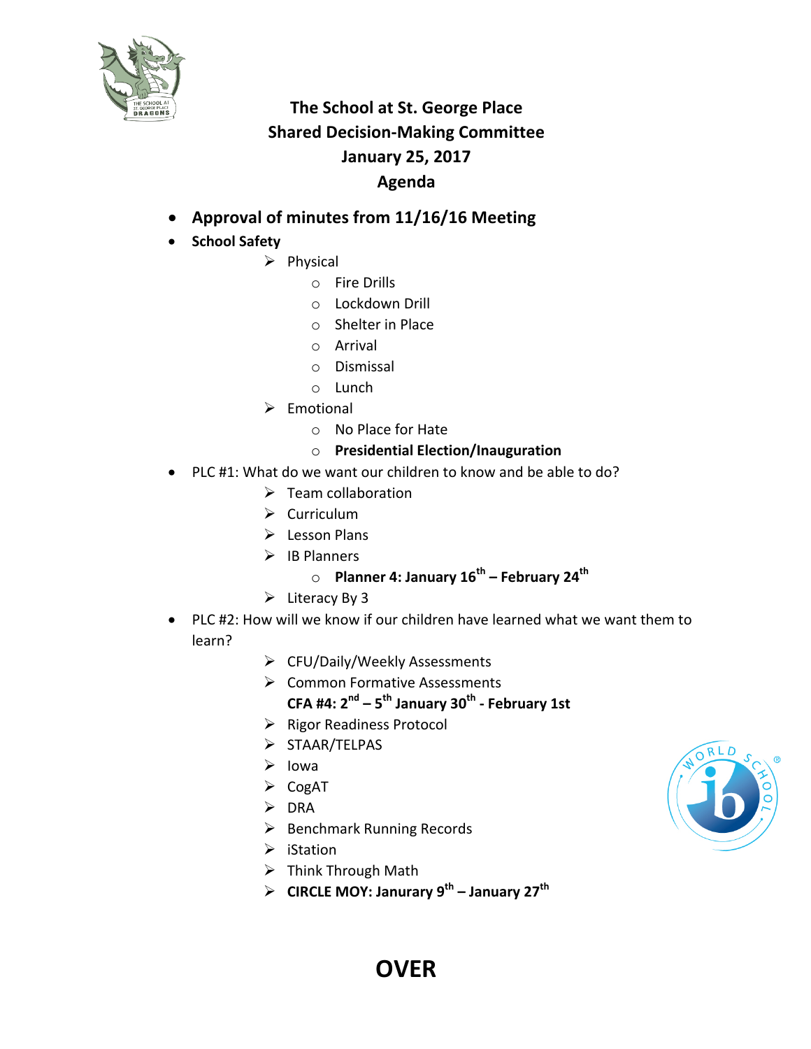# The School at St. George Place
## Shared Decision-Making Committee
## January 25, 2017
## Agenda

- **Approval of minutes from 11/16/16 Meeting**
- **School Safety**
  - Physical
    - Fire Drills
    - Lockdown Drill
    - Shelter in Place
    - Arrival
    - Dismissal
    - Lunch
  - Emotional
    - No Place for Hate
    - **Presidential Election/Inauguration**
- PLC #1: What do we want our children to know and be able to do?
  - Team collaboration
  - Curriculum
  - Lesson Plans
  - IB Planners
    - **Planner 4: January 16th – February 24th**
  - Literacy By 3
- PLC #2: How will we know if our children have learned what we want them to learn?
  - CFU/Daily/Weekly Assessments
  - Common Formative Assessments
    **CFA #4: 2nd – 5th January 30th - February 1st**
  - Rigor Readiness Protocol
  - STAAR/TELPAS
  - Iowa
  - CogAT
  - DRA
  - Benchmark Running Records
  - iStation
  - Think Through Math
  - **CIRCLE MOY: Janurary 9th – January 27th**

**OVER**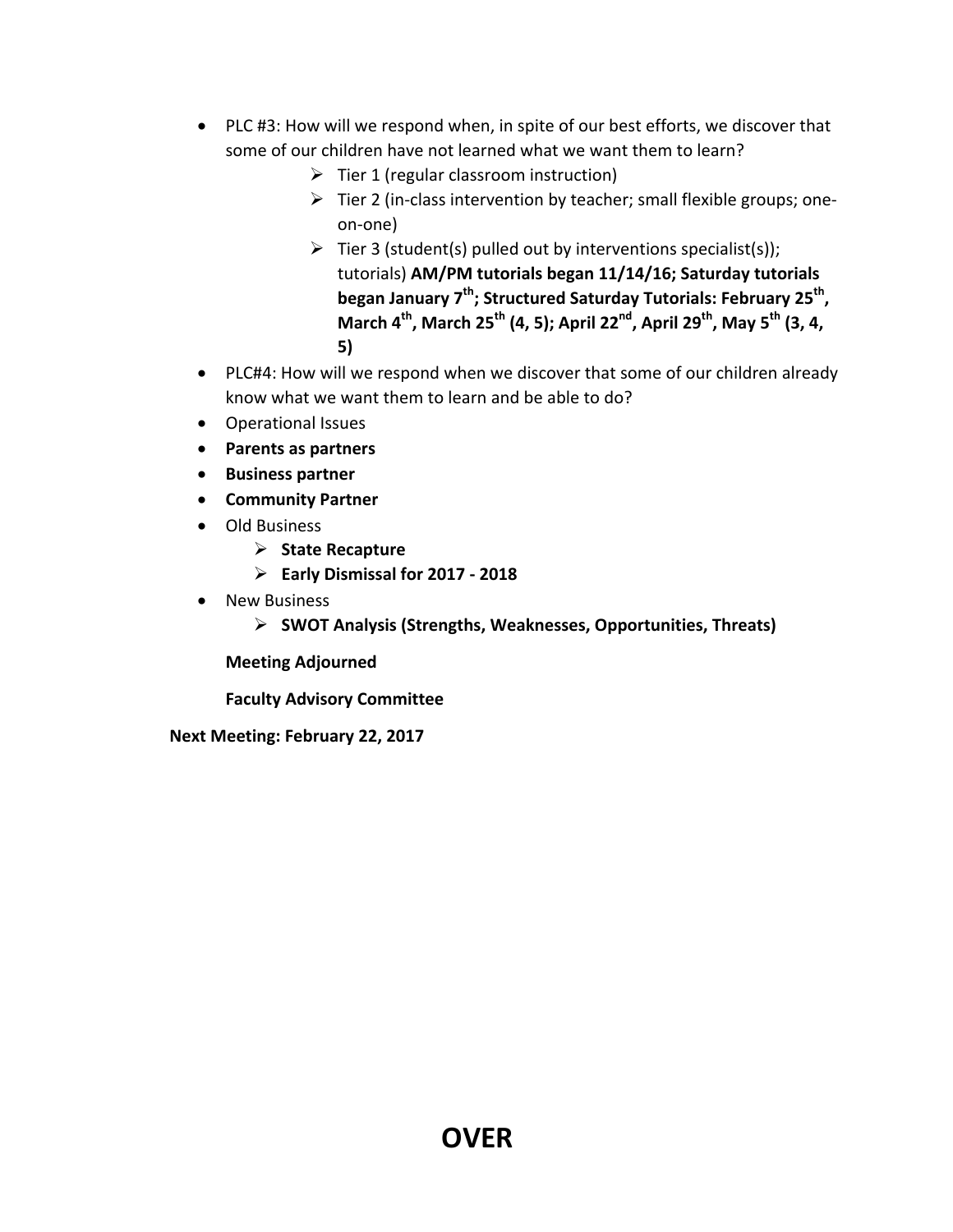- PLC #3: How will we respond when, in spite of our best efforts, we discover that some of our children have not learned what we want them to learn?
  - Tier 1 (regular classroom instruction)
  - Tier 2 (in-class intervention by teacher; small flexible groups; one-on-one)
  - Tier 3 (student(s) pulled out by interventions specialist(s)); tutorials) **AM/PM tutorials began 11/14/16; Saturday tutorials began January 7th; Structured Saturday Tutorials: February 25th, March 4th, March 25th (4, 5); April 22nd, April 29th, May 5th (3, 4, 5)**
- PLC#4: How will we respond when we discover that some of our children already know what we want them to learn and be able to do?
- Operational Issues
- **Parents as partners**
- **Business partner**
- **Community Partner**
- Old Business
  - **State Recapture**
  - **Early Dismissal for 2017 - 2018**
- New Business
  - **SWOT Analysis (Strengths, Weaknesses, Opportunities, Threats)**

**Meeting Adjourned**

**Faculty Advisory Committee**

**Next Meeting: February 22, 2017**

# OVER